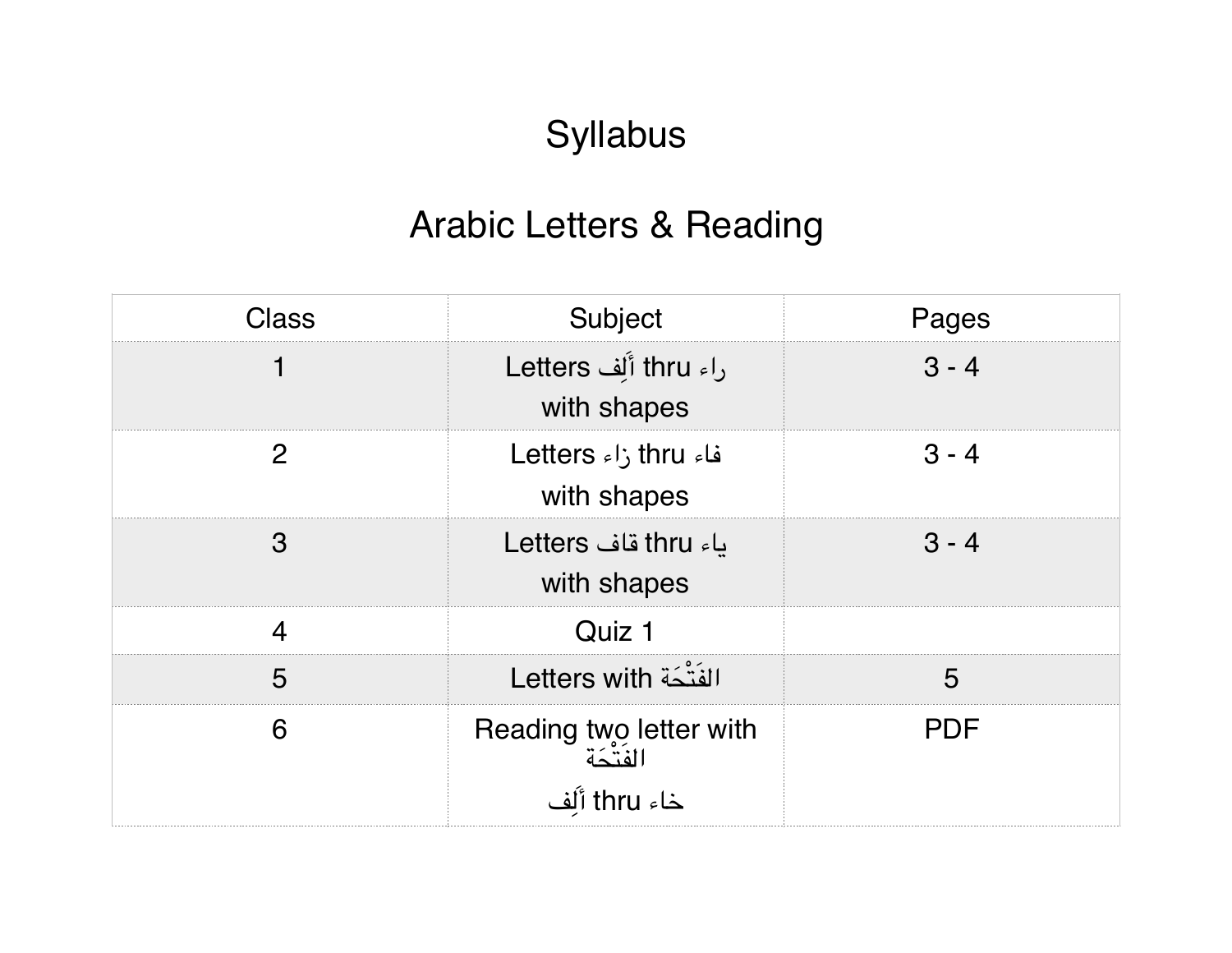# Syllabus

## Arabic Letters & Reading

| Class | Subject | Pages |
| --- | --- | --- |
| 1 | Letters أَلِف thru راء with shapes | 3 - 4 |
| 2 | Letters زاء thru فاء with shapes | 3 - 4 |
| 3 | Letters قاف thru ياء with shapes | 3 - 4 |
| 4 | Quiz 1 | |
| 5 | Letters with الفَتْحَة | 5 |
| 6 | Reading two letter with الفَتْحَة أَلِف thru خاء | PDF |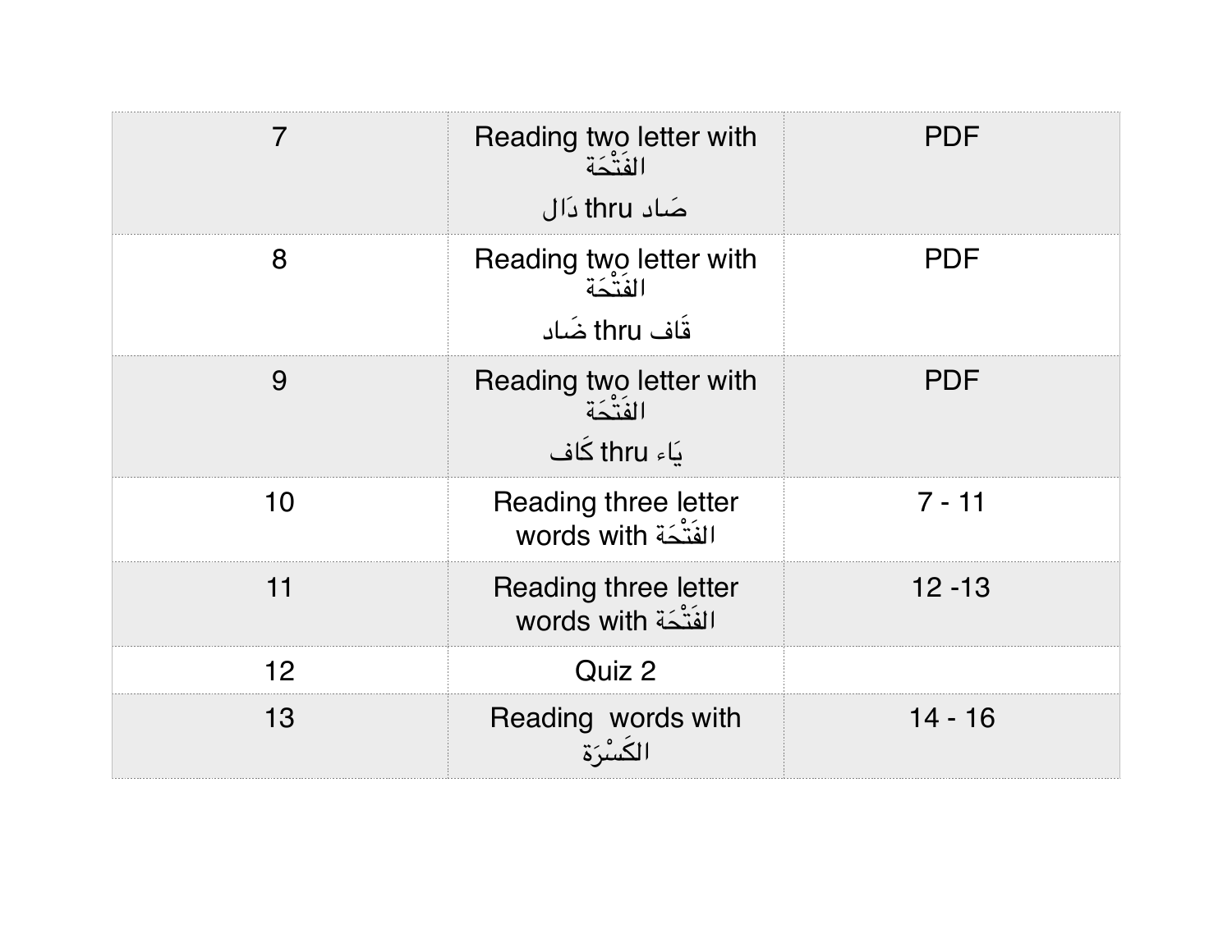| | | |
|---|---|---|
| 7 | Reading two letter with الفَتْحَة<br>صَاد thru دَال | PDF |
| 8 | Reading two letter with الفَتْحَة<br>قَاف thru ضَاد | PDF |
| 9 | Reading two letter with الفَتْحَة<br>يَاء thru كَاف | PDF |
| 10 | Reading three letter words with الفَتْحَة | 7 - 11 |
| 11 | Reading three letter words with الفَتْحَة | 12 -13 |
| 12 | Quiz 2 | |
| 13 | Reading words with الكَسْرَة | 14 - 16 |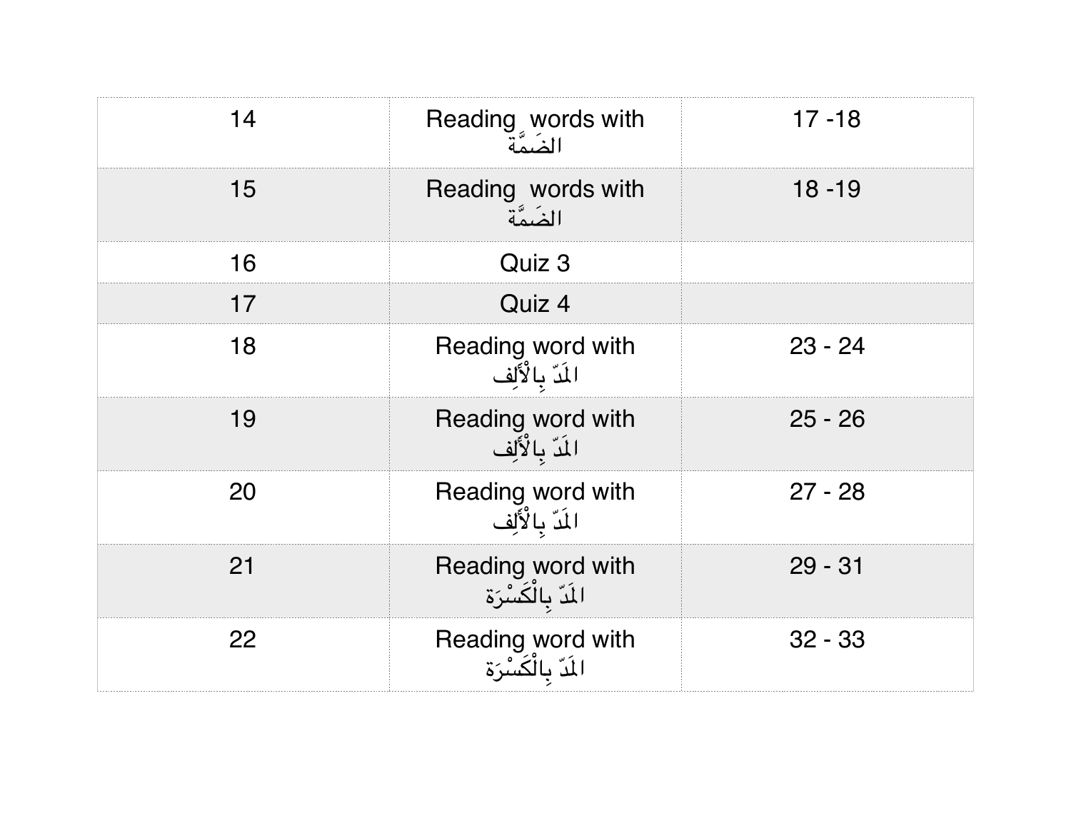| | | |
|---|---|---|
| 14 | Reading words with الضَمَّة | 17 -18 |
| 15 | Reading words with الضَمَّة | 18 -19 |
| 16 | Quiz 3 | |
| 17 | Quiz 4 | |
| 18 | Reading word with المَدّ بِالْأَلِف | 23 - 24 |
| 19 | Reading word with المَدّ بِالْأَلِف | 25 - 26 |
| 20 | Reading word with المَدّ بِالْأَلِف | 27 - 28 |
| 21 | Reading word with المَدّ بِالْكَسْرَة | 29 - 31 |
| 22 | Reading word with المَدّ بِالْكَسْرَة | 32 - 33 |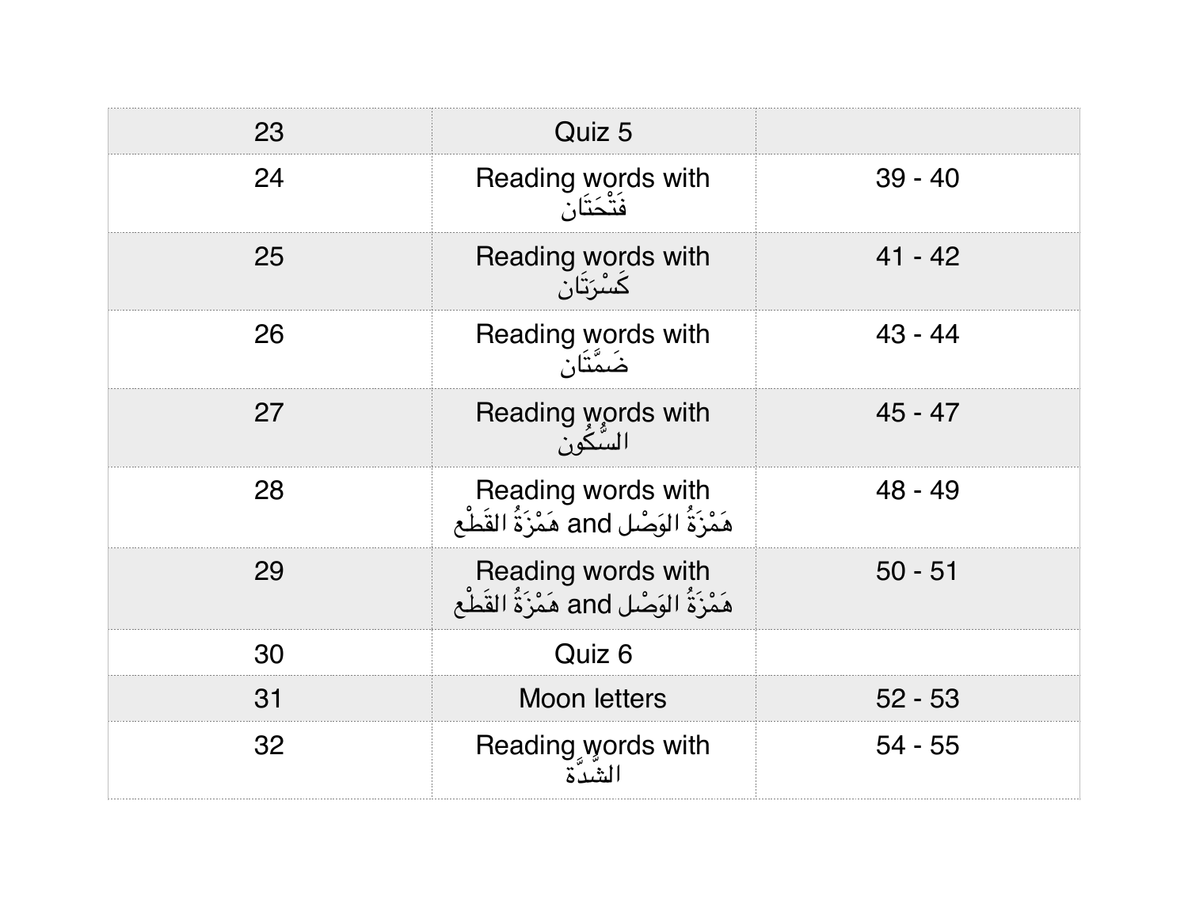| 23 | Quiz 5 | |
|---|---|---|
| 24 | Reading words with فَتْحَتَان | 39 - 40 |
| 25 | Reading words with كَسْرَتَان | 41 - 42 |
| 26 | Reading words with ضَمَّتَان | 43 - 44 |
| 27 | Reading words with السُّكُون | 45 - 47 |
| 28 | Reading words with هَمْزَةُ الوَصْل and هَمْزَةُ القَطْع | 48 - 49 |
| 29 | Reading words with هَمْزَةُ الوَصْل and هَمْزَةُ القَطْع | 50 - 51 |
| 30 | Quiz 6 | |
| 31 | Moon letters | 52 - 53 |
| 32 | Reading words with الشَّدَّة | 54 - 55 |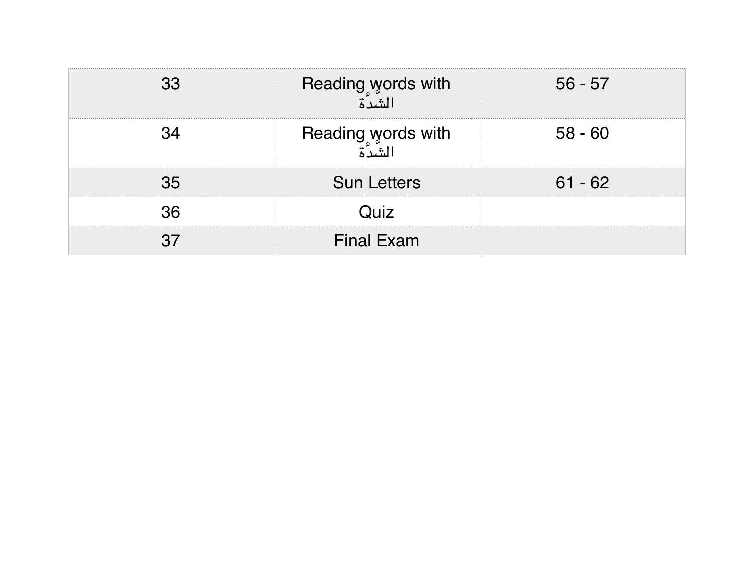| | | |
|---|---|---|
| 33 | Reading words with الشَّدَّة | 56 - 57 |
| 34 | Reading words with الشَّدَّة | 58 - 60 |
| 35 | Sun Letters | 61 - 62 |
| 36 | Quiz | |
| 37 | Final Exam | |